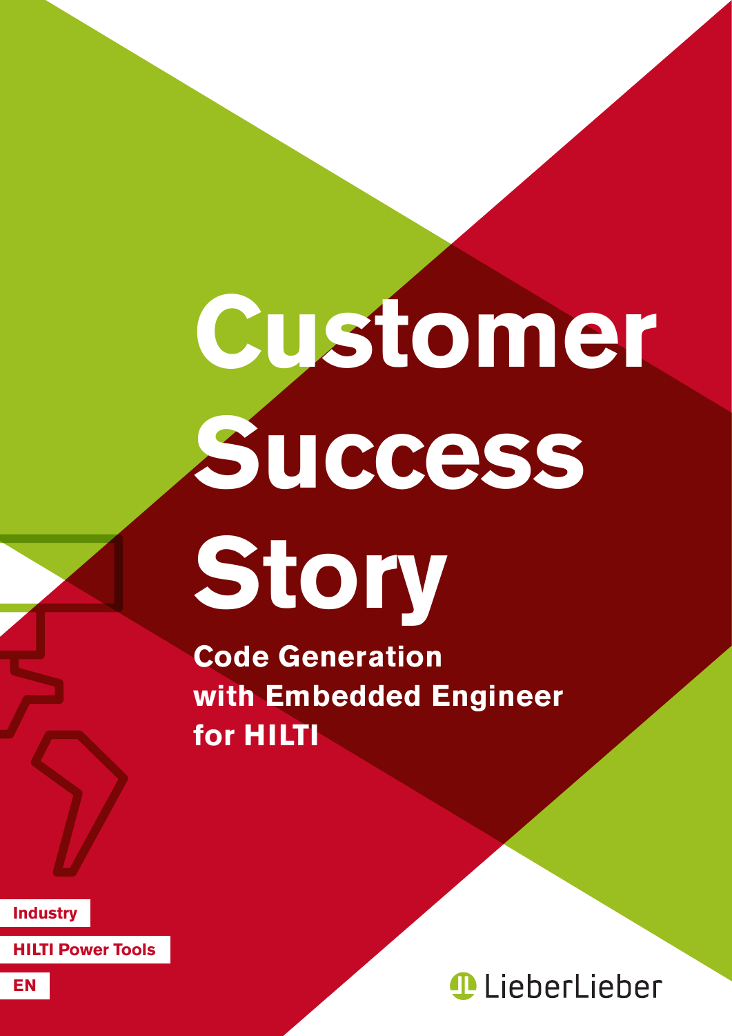# Customer Success Story

**Code Generation with Embedded Engineer for HILTI**

Industry

HILTI Power Tools

EN

LieberLieber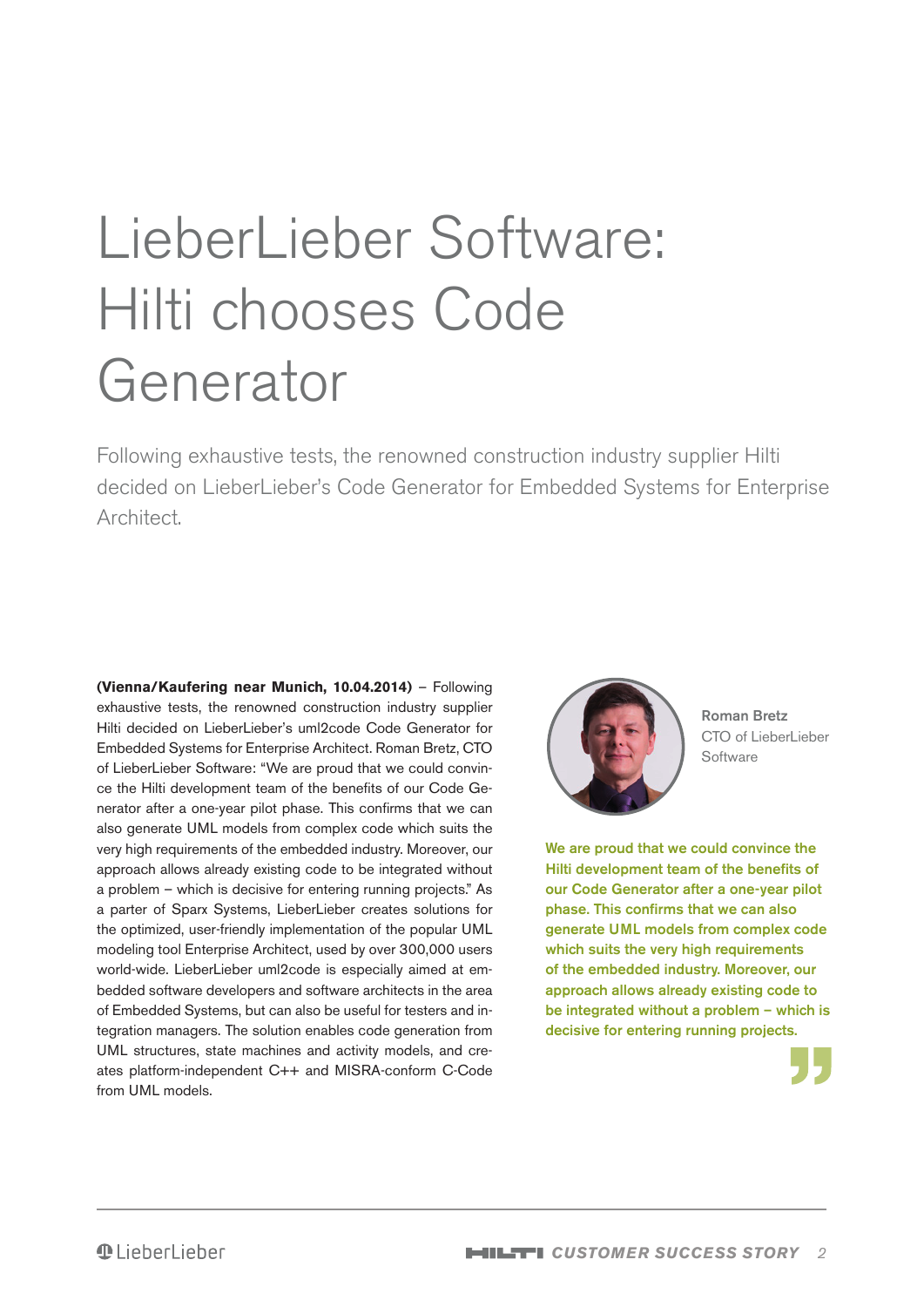# LieberLieber Software: Hilti chooses Code Generator

Following exhaustive tests, the renowned construction industry supplier Hilti decided on LieberLieber's Code Generator for Embedded Systems for Enterprise Architect.

**(Vienna/Kaufering near Munich, 10.04.2014)** – Following exhaustive tests, the renowned construction industry supplier Hilti decided on LieberLieber's uml2code Code Generator for Embedded Systems for Enterprise Architect. Roman Bretz, CTO of LieberLieber Software: "We are proud that we could convince the Hilti development team of the benefits of our Code Generator after a one-year pilot phase. This confirms that we can also generate UML models from complex code which suits the very high requirements of the embedded industry. Moreover, our approach allows already existing code to be integrated without a problem – which is decisive for entering running projects." As a parter of Sparx Systems, LieberLieber creates solutions for the optimized, user-friendly implementation of the popular UML modeling tool Enterprise Architect, used by over 300,000 users world-wide. LieberLieber uml2code is especially aimed at embedded software developers and software architects in the area of Embedded Systems, but can also be useful for testers and integration managers. The solution enables code generation from UML structures, state machines and activity models, and creates platform-independent C++ and MISRA-conform C-Code from UML models.

**Roman Bretz**
CTO of LieberLieber Software

**We are proud that we could convince the Hilti development team of the benefits of our Code Generator after a one-year pilot phase. This confirms that we can also generate UML models from complex code which suits the very high requirements of the embedded industry. Moreover, our approach allows already existing code to be integrated without a problem – which is decisive for entering running projects.**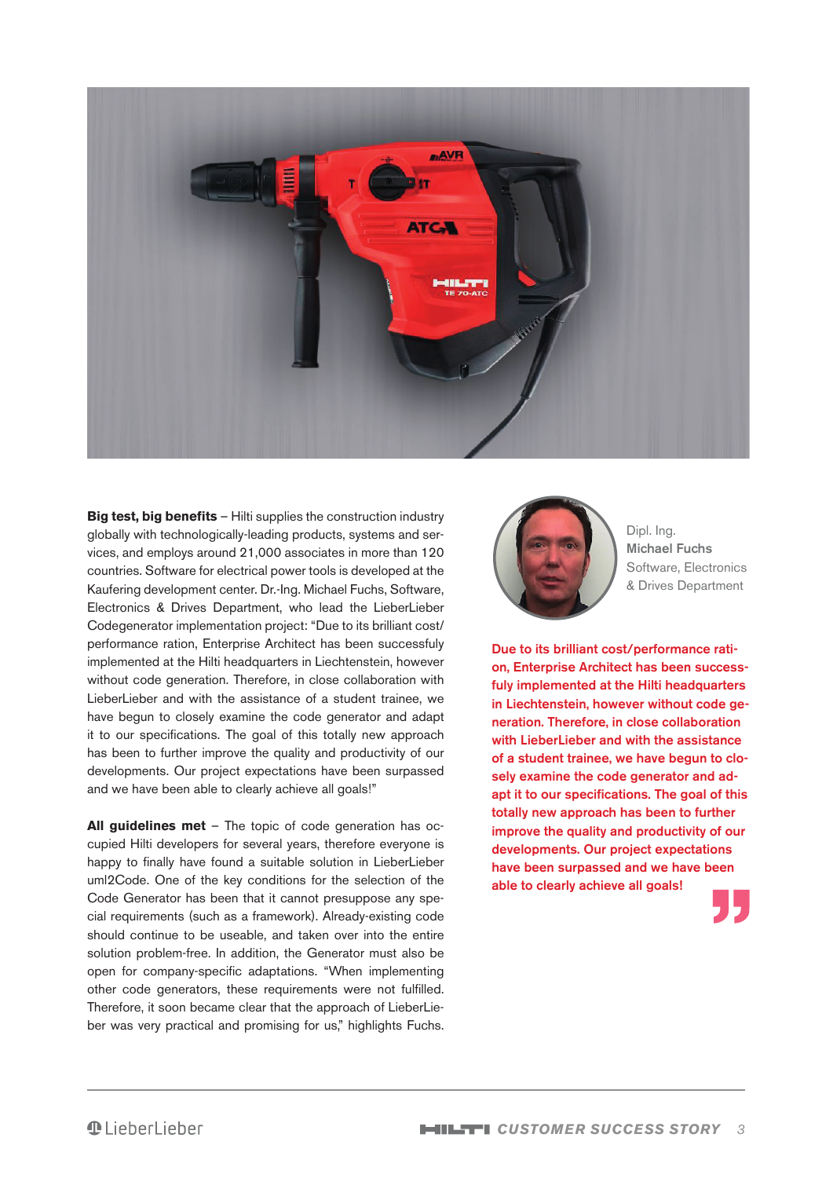**Big test, big benefits** – Hilti supplies the construction industry globally with technologically-leading products, systems and services, and employs around 21,000 associates in more than 120 countries. Software for electrical power tools is developed at the Kaufering development center. Dr.-Ing. Michael Fuchs, Software, Electronics & Drives Department, who lead the LieberLieber Codegenerator implementation project: "Due to its brilliant cost/performance ration, Enterprise Architect has been successfully implemented at the Hilti headquarters in Liechtenstein, however without code generation. Therefore, in close collaboration with LieberLieber and with the assistance of a student trainee, we have begun to closely examine the code generator and adapt it to our specifications. The goal of this totally new approach has been to further improve the quality and productivity of our developments. Our project expectations have been surpassed and we have been able to clearly achieve all goals!"

**All guidelines met** – The topic of code generation has occupied Hilti developers for several years, therefore everyone is happy to finally have found a suitable solution in LieberLieber uml2Code. One of the key conditions for the selection of the Code Generator has been that it cannot presuppose any special requirements (such as a framework). Already-existing code should continue to be useable, and taken over into the entire solution problem-free. In addition, the Generator must also be open for company-specific adaptations. "When implementing other code generators, these requirements were not fulfilled. Therefore, it soon became clear that the approach of LieberLieber was very practical and promising for us," highlights Fuchs.

Dipl. Ing.
**Michael Fuchs**
Software, Electronics & Drives Department

**Due to its brilliant cost/performance ration, Enterprise Architect has been successfuly implemented at the Hilti headquarters in Liechtenstein, however without code generation. Therefore, in close collaboration with LieberLieber and with the assistance of a student trainee, we have begun to closely examine the code generator and adapt it to our specifications. The goal of this totally new approach has been to further improve the quality and productivity of our developments. Our project expectations have been surpassed and we have been able to clearly achieve all goals!**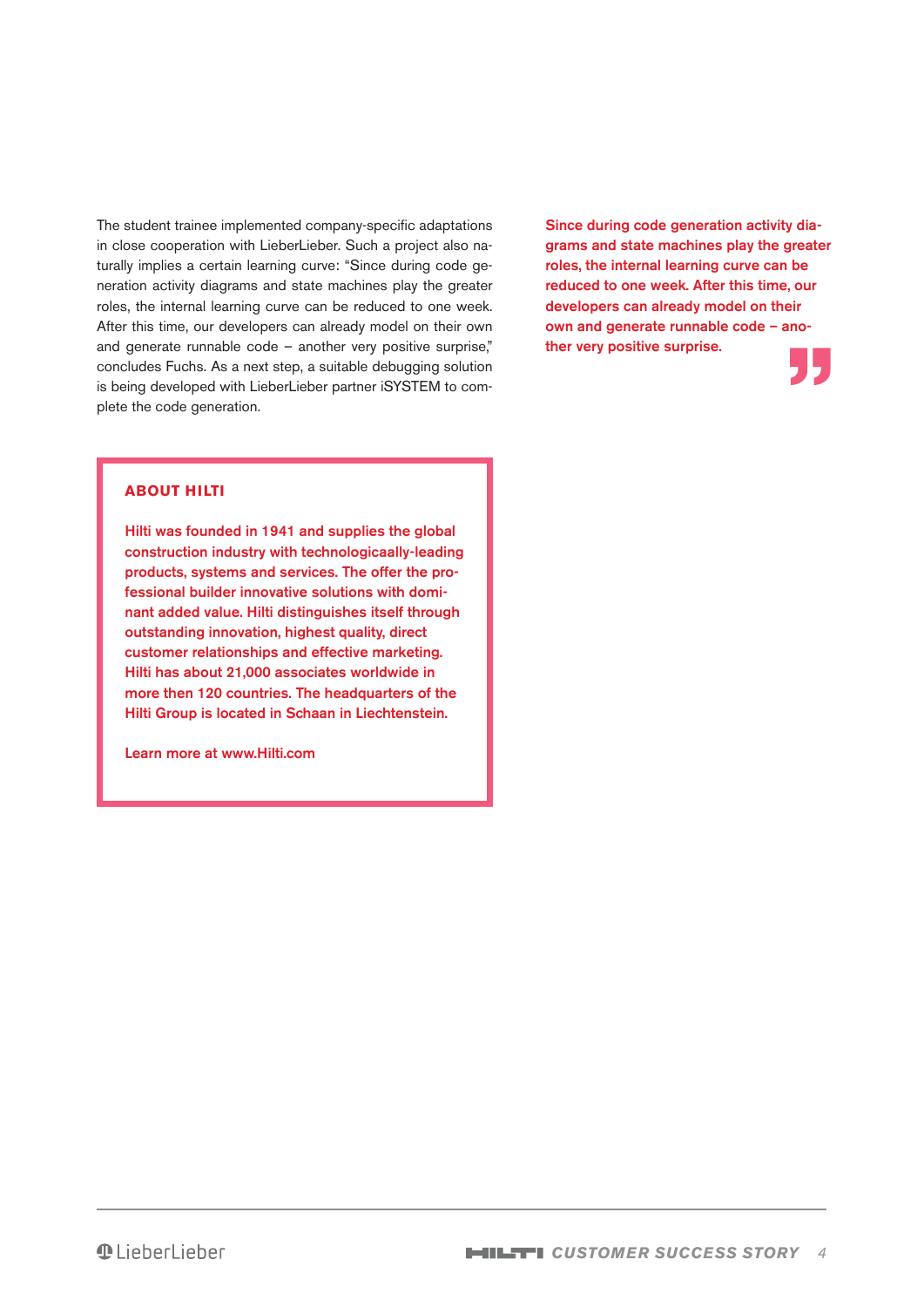The student trainee implemented company-specific adaptations in close cooperation with LieberLieber. Such a project also naturally implies a certain learning curve: "Since during code generation activity diagrams and state machines play the greater roles, the internal learning curve can be reduced to one week. After this time, our developers can already model on their own and generate runnable code – another very positive surprise," concludes Fuchs. As a next step, a suitable debugging solution is being developed with LieberLieber partner iSYSTEM to complete the code generation.

> **Since during code generation activity diagrams and state machines play the greater roles, the internal learning curve can be reduced to one week. After this time, our developers can already model on their own and generate runnable code – another very positive surprise.**

### ABOUT HILTI

**Hilti was founded in 1941 and supplies the global construction industry with technologicaally-leading products, systems and services. The offer the professional builder innovative solutions with dominant added value. Hilti distinguishes itself through outstanding innovation, highest quality, direct customer relationships and effective marketing. Hilti has about 21,000 associates worldwide in more then 120 countries. The headquarters of the Hilti Group is located in Schaan in Liechtenstein.**

**Learn more at www.Hilti.com**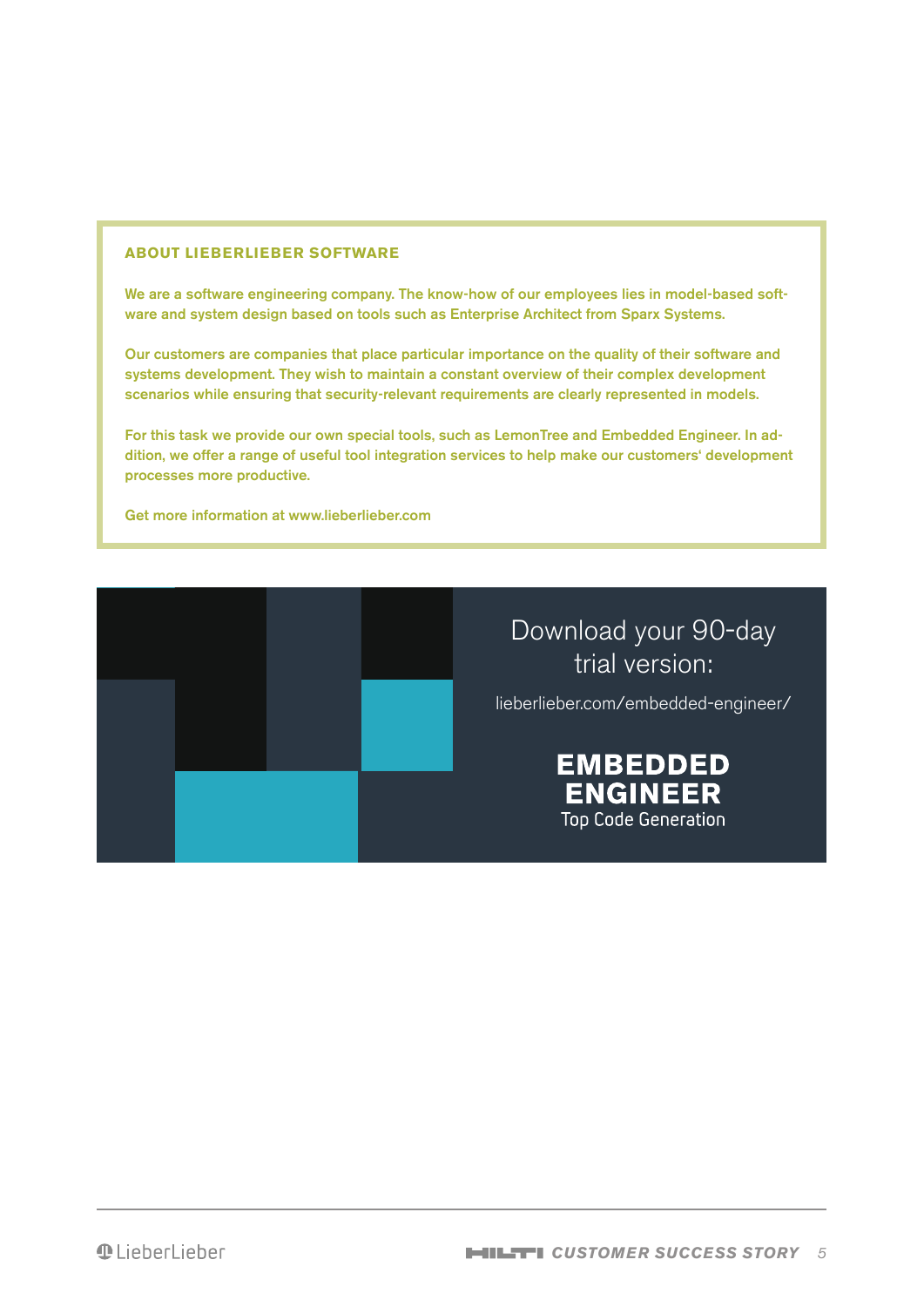## ABOUT LIEBERLIEBER SOFTWARE

We are a software engineering company. The know-how of our employees lies in model-based software and system design based on tools such as Enterprise Architect from Sparx Systems.

Our customers are companies that place particular importance on the quality of their software and systems development. They wish to maintain a constant overview of their complex development scenarios while ensuring that security-relevant requirements are clearly represented in models.

For this task we provide our own special tools, such as LemonTree and Embedded Engineer. In addition, we offer a range of useful tool integration services to help make our customers' development processes more productive.

Get more information at www.lieberlieber.com

Download your 90-day trial version:

lieberlieber.com/embedded-engineer/

**EMBEDDED ENGINEER**

Top Code Generation